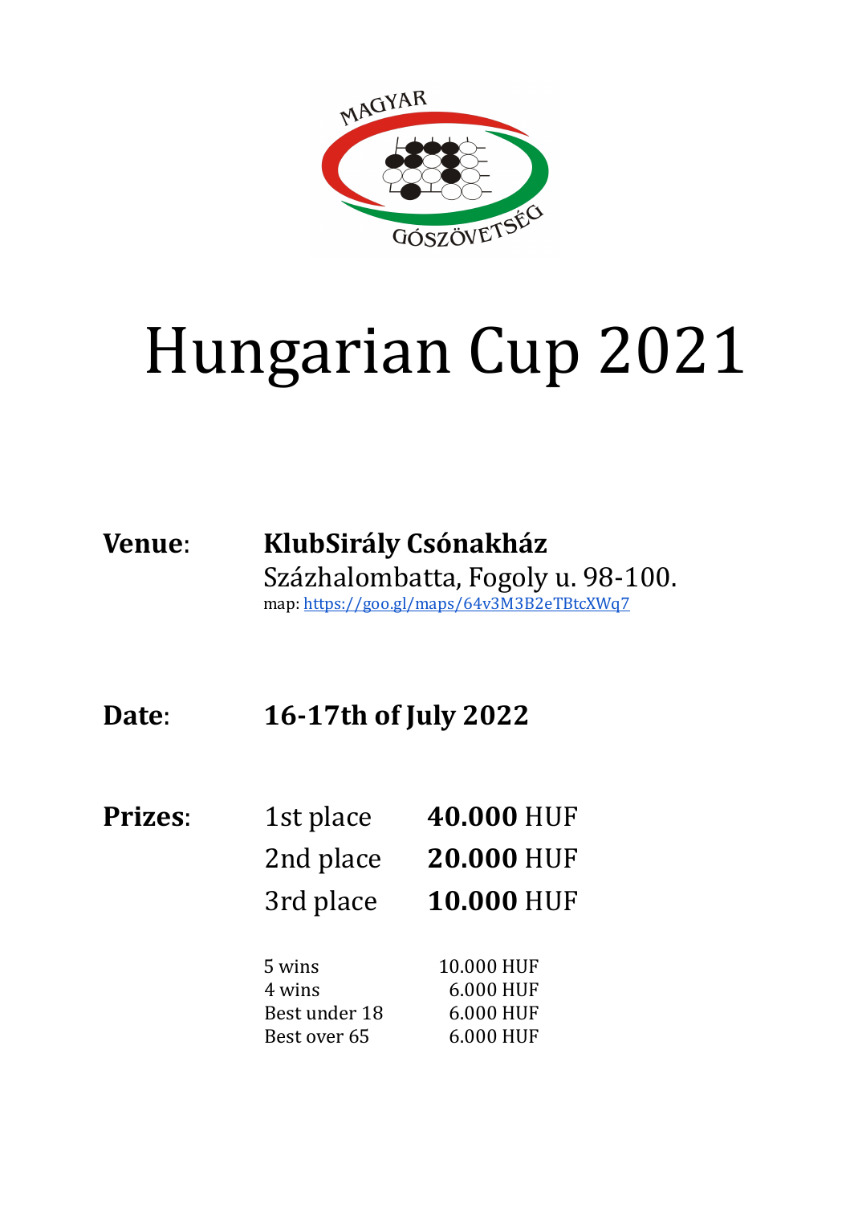# Hungarian Cup 2021

**Venue**: **KlubSirály Csónakház**
Százhalombatta, Fogoly u. 98-100.
map: [https://goo.gl/maps/64v3M3B2eTBtcXWq7](https://goo.gl/maps/64v3M3B2eTBtcXWq7)

**Date**: **16-17th of July 2022**

**Prizes**:

| | |
|---|---|
| 1st place | **40.000** HUF |
| 2nd place | **20.000** HUF |
| 3rd place | **10.000** HUF |

| | |
|---|---|
| 5 wins | 10.000 HUF |
| 4 wins | 6.000 HUF |
| Best under 18 | 6.000 HUF |
| Best over 65 | 6.000 HUF |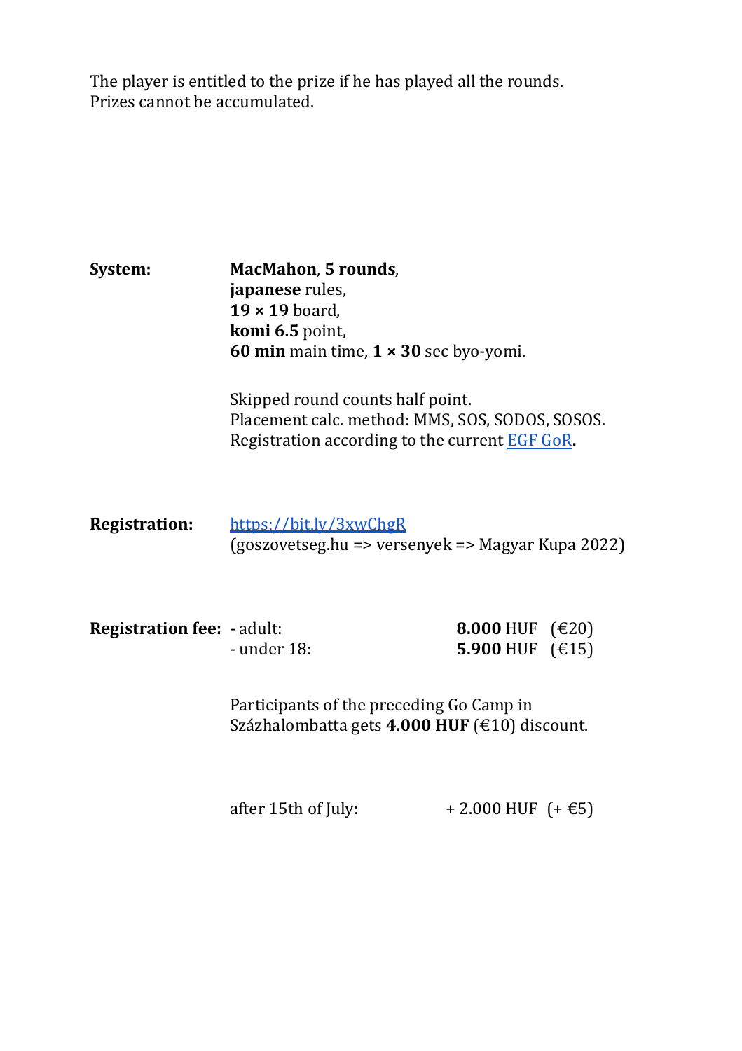The player is entitled to the prize if he has played all the rounds.
Prizes cannot be accumulated.

**System:**

**MacMahon**, **5 rounds**,
**japanese** rules,
**19 × 19** board,
**komi 6.5** point,
**60 min** main time, **1 × 30** sec byo-yomi.

Skipped round counts half point.
Placement calc. method: MMS, SOS, SODOS, SOSOS.
Registration according to the current EGF GoR**.**

**Registration:**

https://bit.ly/3xwChgR
(goszovetseg.hu => versenyek => Magyar Kupa 2022)

**Registration fee:**

| | | |
|---|---|---|
| - adult: | **8.000** HUF | (€20) |
| - under 18: | **5.900** HUF | (€15) |

Participants of the preceding Go Camp in Százhalombatta gets **4.000 HUF** (€10) discount.

| | | |
|---|---|---|
| after 15th of July: | + 2.000 HUF | (+ €5) |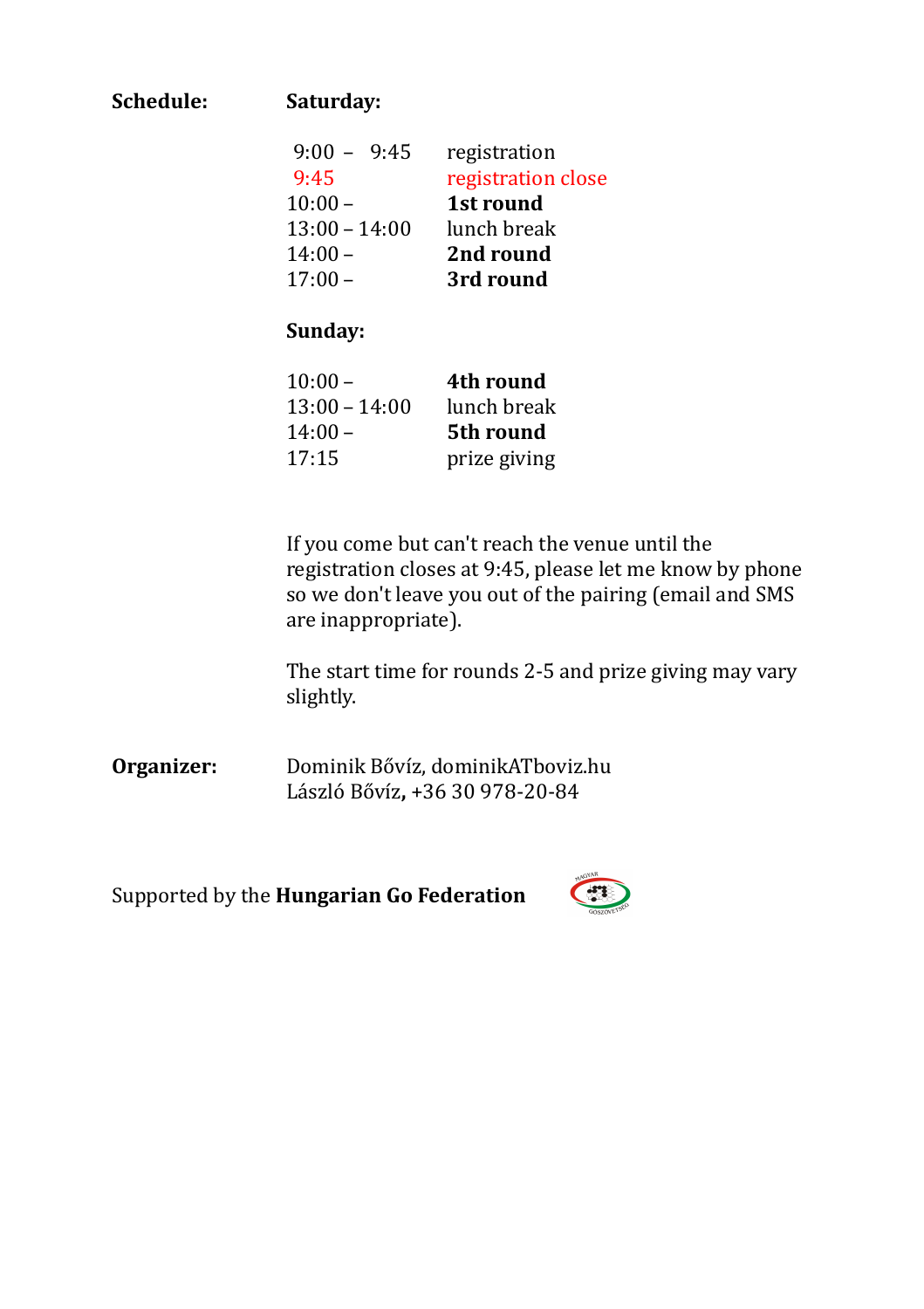**Schedule:**

**Saturday:**

| | |
|---|---|
| 9:00 – 9:45 | registration |
| 9:45 | registration close |
| 10:00 – | **1st round** |
| 13:00 – 14:00 | lunch break |
| 14:00 – | **2nd round** |
| 17:00 – | **3rd round** |

**Sunday:**

| | |
|---|---|
| 10:00 – | **4th round** |
| 13:00 – 14:00 | lunch break |
| 14:00 – | **5th round** |
| 17:15 | prize giving |

If you come but can't reach the venue until the registration closes at 9:45, please let me know by phone so we don't leave you out of the pairing (email and SMS are inappropriate).

The start time for rounds 2-5 and prize giving may vary slightly.

**Organizer:**

Dominik Bővíz, dominikATboviz.hu
László Bővíz**,** +36 30 978-20-84

Supported by the **Hungarian Go Federation**